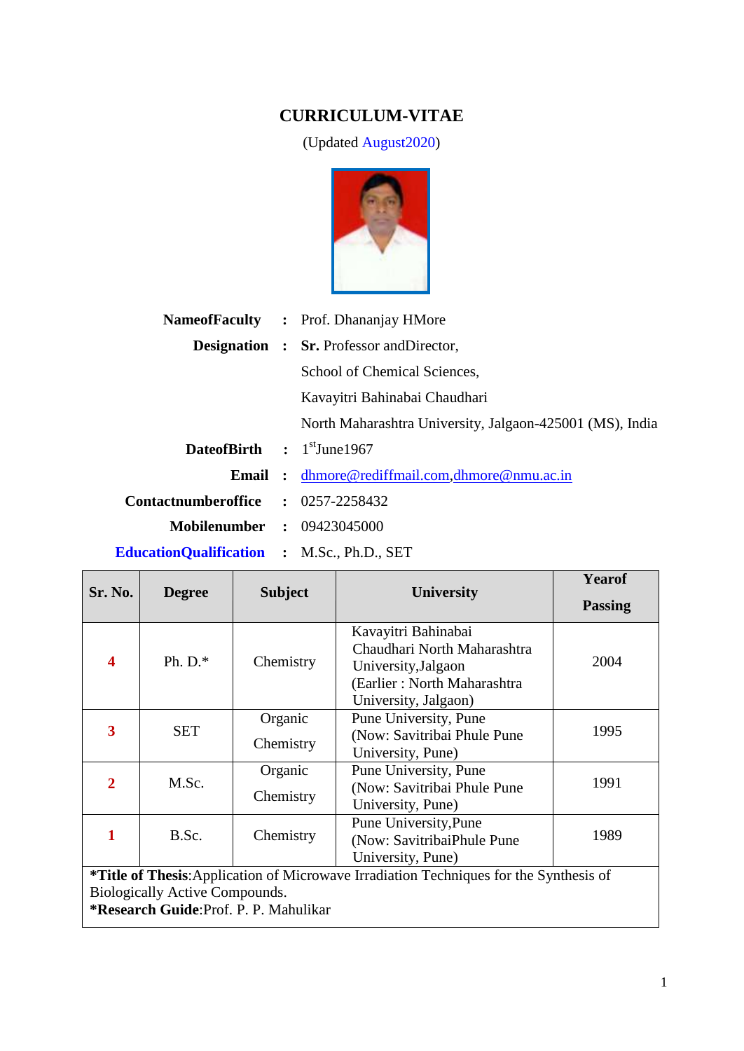# CURRICULUM-VITAE

(Updated August2020)

| | | |
|---|---|---|
| **NameofFaculty** | : | Prof. Dhananjay HMore |
| **Designation** | : | **Sr.** Professor andDirector, School of Chemical Sciences, Kavayitri Bahinabai Chaudhari North Maharashtra University, Jalgaon-425001 (MS), India |
| **DateofBirth** | : | 1st June1967 |
| **Email** | : | dhmore@rediffmail.com,dhmore@nmu.ac.in |
| **Contactnumberoffice** | : | 0257-2258432 |
| **Mobilenumber** | : | 09423045000 |
| **EducationQualification** | : | M.Sc., Ph.D., SET |

| Sr. No. | Degree | Subject | University | Yearof Passing |
|---|---|---|---|---|
| 4 | Ph. D.* | Chemistry | Kavayitri Bahinabai Chaudhari North Maharashtra University,Jalgaon (Earlier : North Maharashtra University, Jalgaon) | 2004 |
| 3 | SET | Organic Chemistry | Pune University, Pune (Now: Savitribai Phule Pune University, Pune) | 1995 |
| 2 | M.Sc. | Organic Chemistry | Pune University, Pune (Now: Savitribai Phule Pune University, Pune) | 1991 |
| 1 | B.Sc. | Chemistry | Pune University,Pune (Now: SavitribaiPhule Pune University, Pune) | 1989 |

***Title of Thesis**:Application of Microwave Irradiation Techniques for the Synthesis of Biologically Active Compounds.
***Research Guide**:Prof. P. P. Mahulikar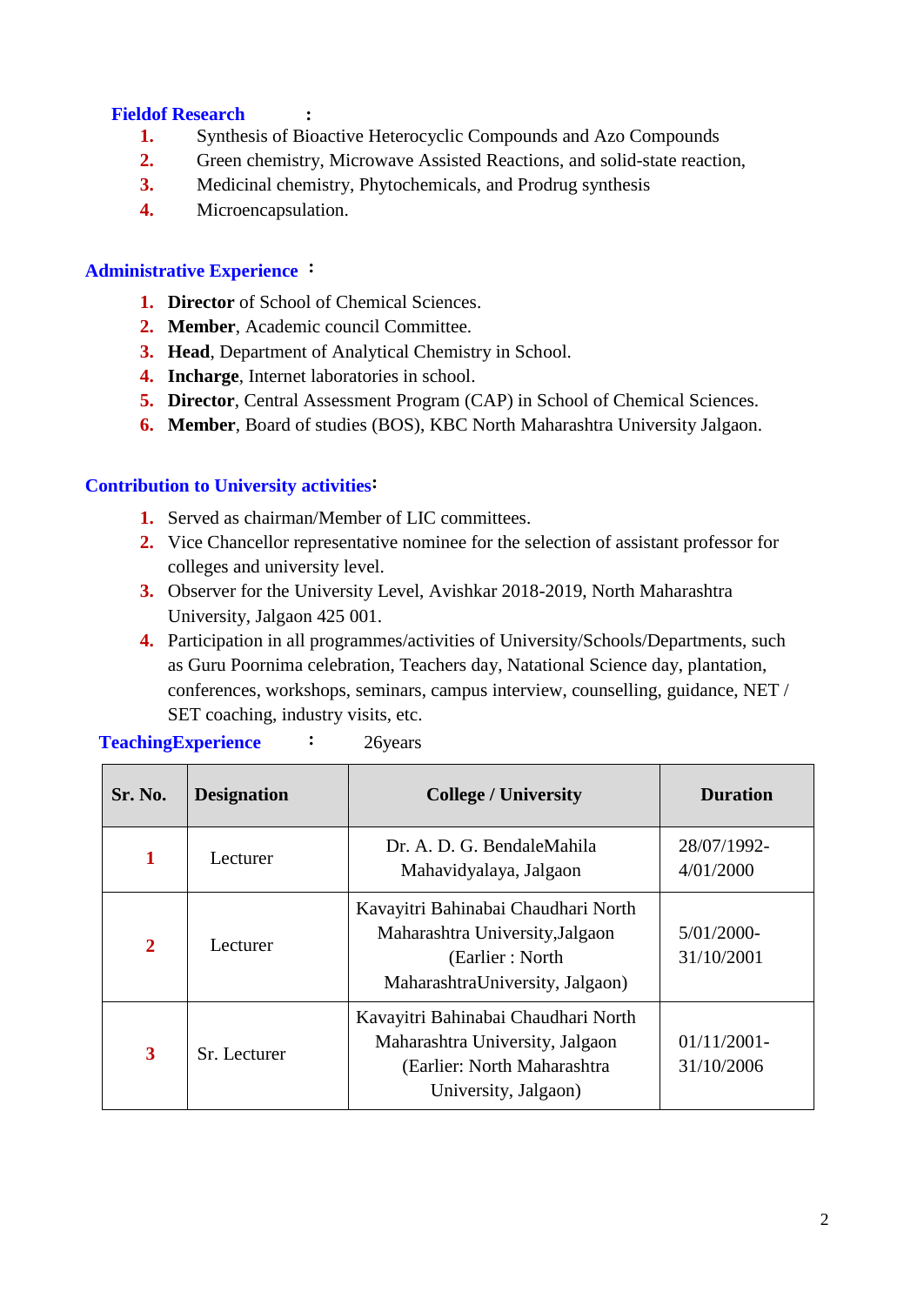**Fieldof Research :**

1. Synthesis of Bioactive Heterocyclic Compounds and Azo Compounds
2. Green chemistry, Microwave Assisted Reactions, and solid-state reaction,
3. Medicinal chemistry, Phytochemicals, and Prodrug synthesis
4. Microencapsulation.

**Administrative Experience :**

1. **Director** of School of Chemical Sciences.
2. **Member**, Academic council Committee.
3. **Head**, Department of Analytical Chemistry in School.
4. **Incharge**, Internet laboratories in school.
5. **Director**, Central Assessment Program (CAP) in School of Chemical Sciences.
6. **Member**, Board of studies (BOS), KBC North Maharashtra University Jalgaon.

**Contribution to University activities:**

1. Served as chairman/Member of LIC committees.
2. Vice Chancellor representative nominee for the selection of assistant professor for colleges and university level.
3. Observer for the University Level, Avishkar 2018-2019, North Maharashtra University, Jalgaon 425 001.
4. Participation in all programmes/activities of University/Schools/Departments, such as Guru Poornima celebration, Teachers day, Natational Science day, plantation, conferences, workshops, seminars, campus interview, counselling, guidance, NET / SET coaching, industry visits, etc.

**TeachingExperience :** 26years

| Sr. No. | Designation | College / University | Duration |
|---|---|---|---|
| 1 | Lecturer | Dr. A. D. G. BendaleMahila Mahavidyalaya, Jalgaon | 28/07/1992-4/01/2000 |
| 2 | Lecturer | Kavayitri Bahinabai Chaudhari North Maharashtra University,Jalgaon (Earlier : North MaharashtraUniversity, Jalgaon) | 5/01/2000-31/10/2001 |
| 3 | Sr. Lecturer | Kavayitri Bahinabai Chaudhari North Maharashtra University, Jalgaon (Earlier: North Maharashtra University, Jalgaon) | 01/11/2001-31/10/2006 |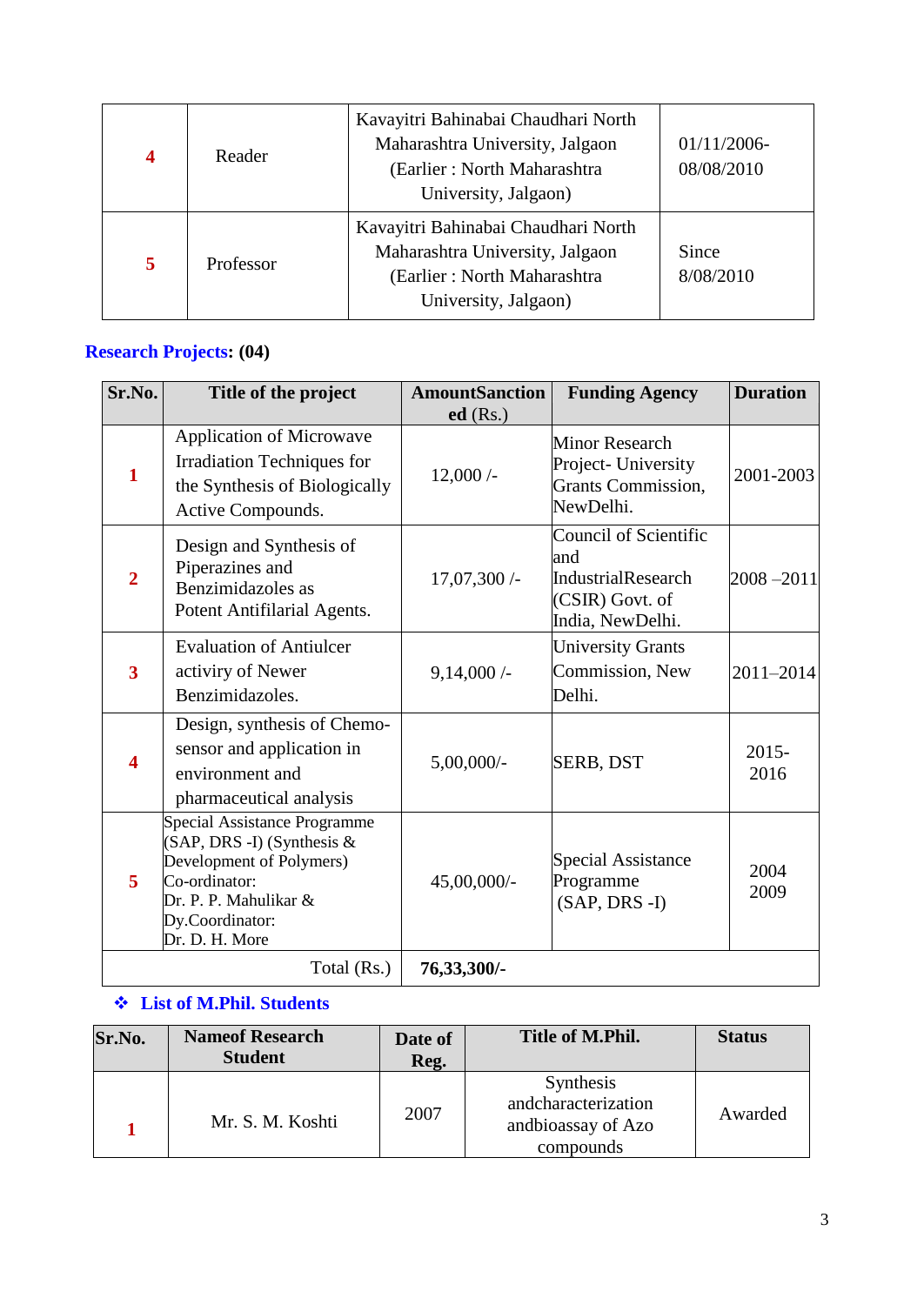| 4 | Reader | Kavayitri Bahinabai Chaudhari North Maharashtra University, Jalgaon (Earlier : North Maharashtra University, Jalgaon) | 01/11/2006-08/08/2010 |
|---|---|---|---|
| 5 | Professor | Kavayitri Bahinabai Chaudhari North Maharashtra University, Jalgaon (Earlier : North Maharashtra University, Jalgaon) | Since 8/08/2010 |

**Research Projects: (04)**

| Sr.No. | Title of the project | AmountSanctioned (Rs.) | Funding Agency | Duration |
|---|---|---|---|---|
| 1 | Application of Microwave Irradiation Techniques for the Synthesis of Biologically Active Compounds. | 12,000 /- | Minor Research Project- University Grants Commission, NewDelhi. | 2001-2003 |
| 2 | Design and Synthesis of Piperazines and Benzimidazoles as Potent Antifilarial Agents. | 17,07,300 /- | Council of Scientific and IndustrialResearch (CSIR) Govt. of India, NewDelhi. | 2008 –2011 |
| 3 | Evaluation of Antiulcer activiry of Newer Benzimidazoles. | 9,14,000 /- | University Grants Commission, New Delhi. | 2011–2014 |
| 4 | Design, synthesis of Chemo-sensor and application in environment and pharmaceutical analysis | 5,00,000/- | SERB, DST | 2015-2016 |
| 5 | Special Assistance Programme (SAP, DRS -I) (Synthesis & Development of Polymers) Co-ordinator: Dr. P. P. Mahulikar & Dy.Coordinator: Dr. D. H. More | 45,00,000/- | Special Assistance Programme (SAP, DRS -I) | 2004 2009 |
| | Total (Rs.) | **76,33,300/-** | | |

- **List of M.Phil. Students**

| Sr.No. | Nameof Research Student | Date of Reg. | Title of M.Phil. | Status |
|---|---|---|---|---|
| 1 | Mr. S. M. Koshti | 2007 | Synthesis andcharacterization andbioassay of Azo compounds | Awarded |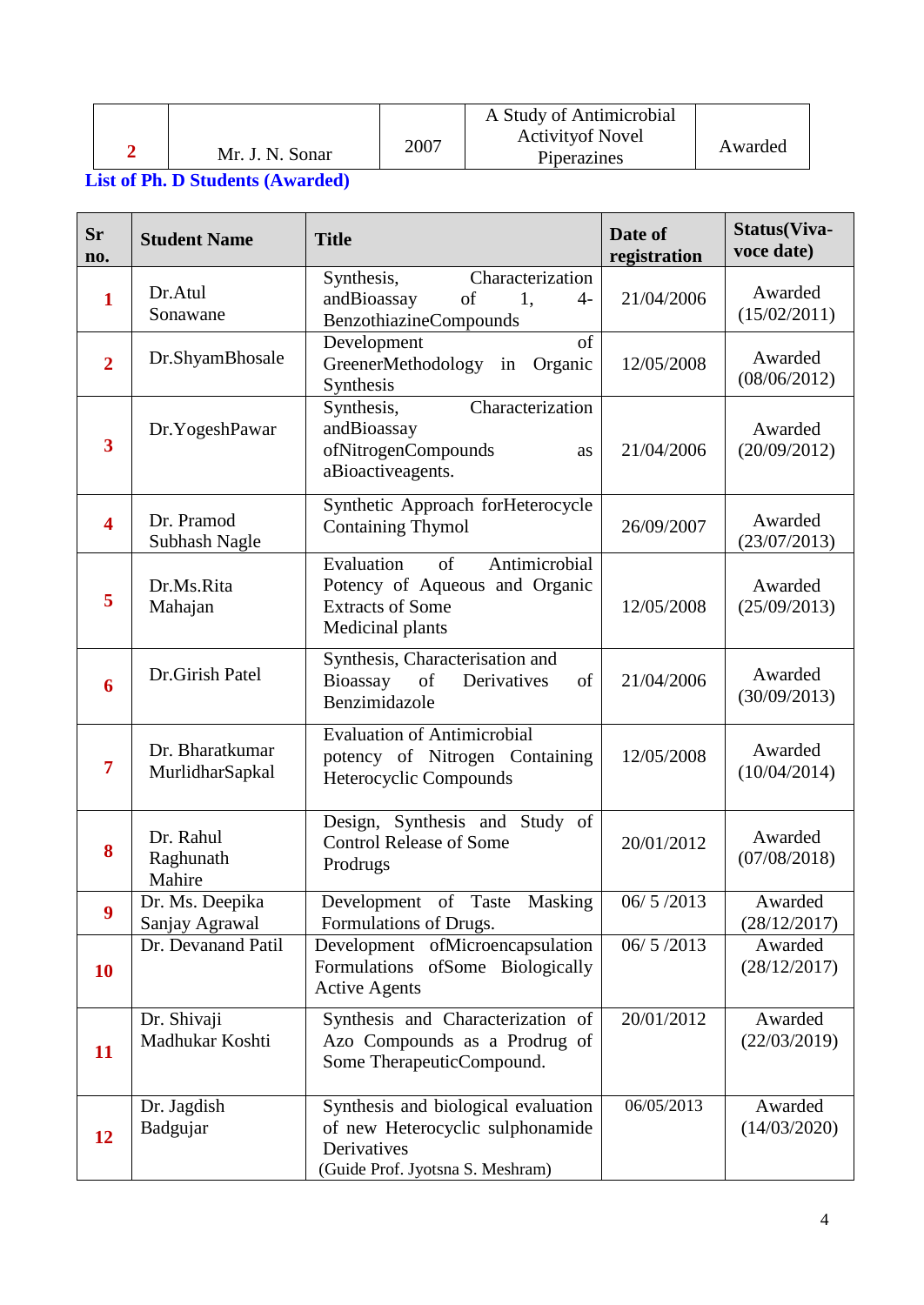| 2 | Mr. J. N. Sonar | 2007 | A Study of Antimicrobial Activityof Novel Piperazines | Awarded |
|---|---|---|---|---|

**List of Ph. D Students (Awarded)**

| Sr no. | Student Name | Title | Date of registration | Status(Viva-voce date) |
|---|---|---|---|---|
| 1 | Dr.Atul Sonawane | Synthesis, Characterization andBioassay of 1, 4-BenzothiazineCompounds | 21/04/2006 | Awarded (15/02/2011) |
| 2 | Dr.ShyamBhosale | Development of GreenerMethodology in Organic Synthesis | 12/05/2008 | Awarded (08/06/2012) |
| 3 | Dr.YogeshPawar | Synthesis, Characterization andBioassay ofNitrogenCompounds as aBioactiveagents. | 21/04/2006 | Awarded (20/09/2012) |
| 4 | Dr. Pramod Subhash Nagle | Synthetic Approach forHeterocycle Containing Thymol | 26/09/2007 | Awarded (23/07/2013) |
| 5 | Dr.Ms.Rita Mahajan | Evaluation of Antimicrobial Potency of Aqueous and Organic Extracts of Some Medicinal plants | 12/05/2008 | Awarded (25/09/2013) |
| 6 | Dr.Girish Patel | Synthesis, Charactierisation and Bioassay of Derivatives of Benzimidazole | 21/04/2006 | Awarded (30/09/2013) |
| 7 | Dr. Bharatkumar MurlidharSapkal | Evaluation of Antimicrobial potency of Nitrogen Containing Heterocyclic Compounds | 12/05/2008 | Awarded (10/04/2014) |
| 8 | Dr. Rahul Raghunath Mahire | Design, Synthesis and Study of Control Release of Some Prodrugs | 20/01/2012 | Awarded (07/08/2018) |
| 9 | Dr. Ms. Deepika Sanjay Agrawal | Development of Taste Masking Formulations of Drugs. | 06/ 5 /2013 | Awarded (28/12/2017) |
| 10 | Dr. Devanand Patil | Development ofMicroencapsulation Formulations ofSome Biologically Active Agents | 06/ 5 /2013 | Awarded (28/12/2017) |
| 11 | Dr. Shivaji Madhukar Koshti | Synthesis and Characterization of Azo Compounds as a Prodrug of Some TherapeuticCompound. | 20/01/2012 | Awarded (22/03/2019) |
| 12 | Dr. Jagdish Badgujar | Synthesis and biological evaluation of new Heterocyclic sulphonamide Derivatives (Guide Prof. Jyotsna S. Meshram) | 06/05/2013 | Awarded (14/03/2020) |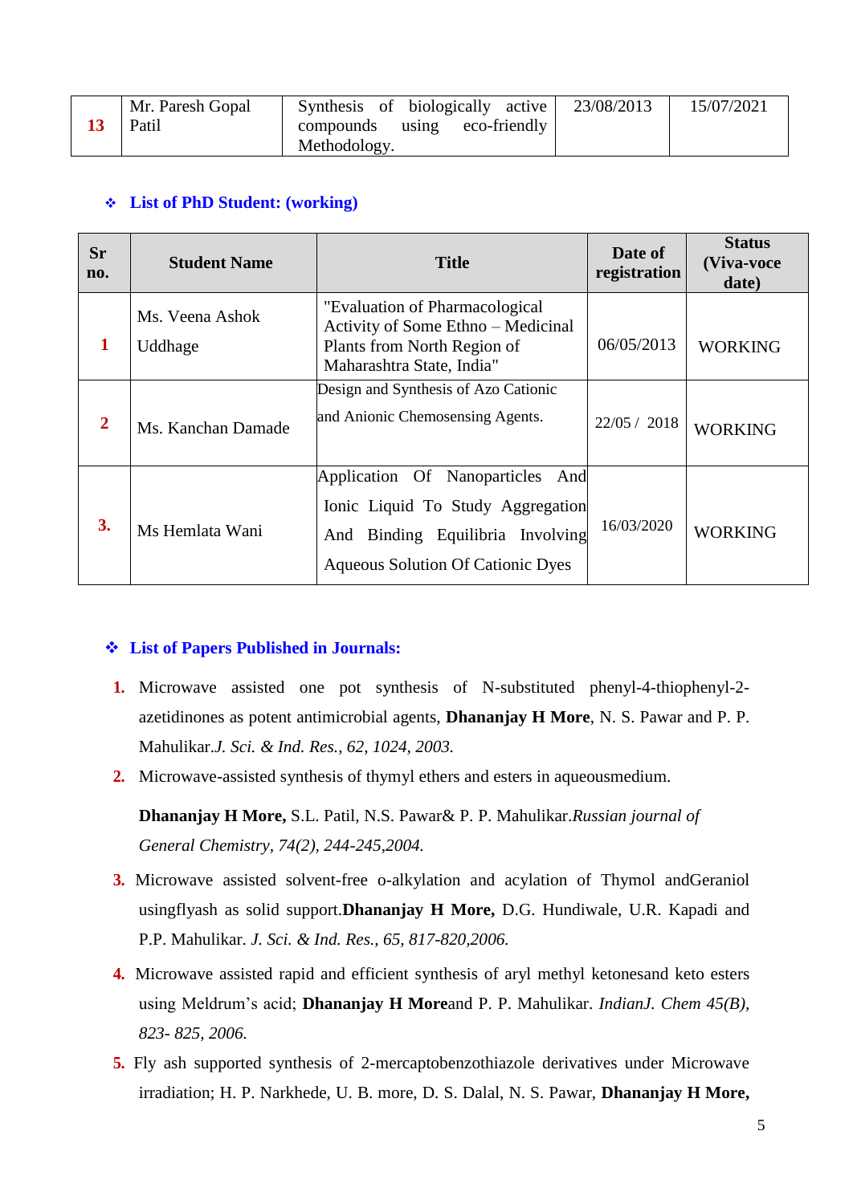| 13 | Mr. Paresh Gopal Patil | Synthesis of biologically active compounds using eco-friendly Methodology. | 23/08/2013 | 15/07/2021 |
|---|---|---|---|---|

❖ **List of PhD Student: (working)**

| Sr no. | Student Name | Title | Date of registration | Status (Viva-voce date) |
|---|---|---|---|---|
| **1** | Ms. Veena Ashok Uddhage | "Evaluation of Pharmacological Activity of Some Ethno – Medicinal Plants from North Region of Maharashtra State, India" | 06/05/2013 | WORKING |
| **2** | Ms. Kanchan Damade | Design and Synthesis of Azo Cationic and Anionic Chemosensing Agents. | 22/05 / 2018 | WORKING |
| **3.** | Ms Hemlata Wani | Application Of Nanoparticles And Ionic Liquid To Study Aggregation And Binding Equilibria Involving Aqueous Solution Of Cationic Dyes | 16/03/2020 | WORKING |

❖ **List of Papers Published in Journals:**

1. Microwave assisted one pot synthesis of N-substituted phenyl-4-thiophenyl-2-azetidinones as potent antimicrobial agents, **Dhananjay H More**, N. S. Pawar and P. P. Mahulikar.*J. Sci. & Ind. Res., 62, 1024, 2003.*
2. Microwave-assisted synthesis of thymyl ethers and esters in aqueousmedium.

   **Dhananjay H More,** S.L. Patil, N.S. Pawar& P. P. Mahulikar.*Russian journal of General Chemistry, 74(2), 244-245,2004.*
3. Microwave assisted solvent-free o-alkylation and acylation of Thymol andGeraniol usingflyash as solid support.**Dhananjay H More,** D.G. Hundiwale, U.R. Kapadi and P.P. Mahulikar. *J. Sci. & Ind. Res., 65, 817-820,2006.*
4. Microwave assisted rapid and efficient synthesis of aryl methyl ketonesand keto esters using Meldrum's acid; **Dhananjay H More**and P. P. Mahulikar. *IndianJ. Chem 45(B), 823- 825, 2006.*
5. Fly ash supported synthesis of 2-mercaptobenzothiazole derivatives under Microwave irradiation; H. P. Narkhede, U. B. more, D. S. Dalal, N. S. Pawar, **Dhananjay H More,**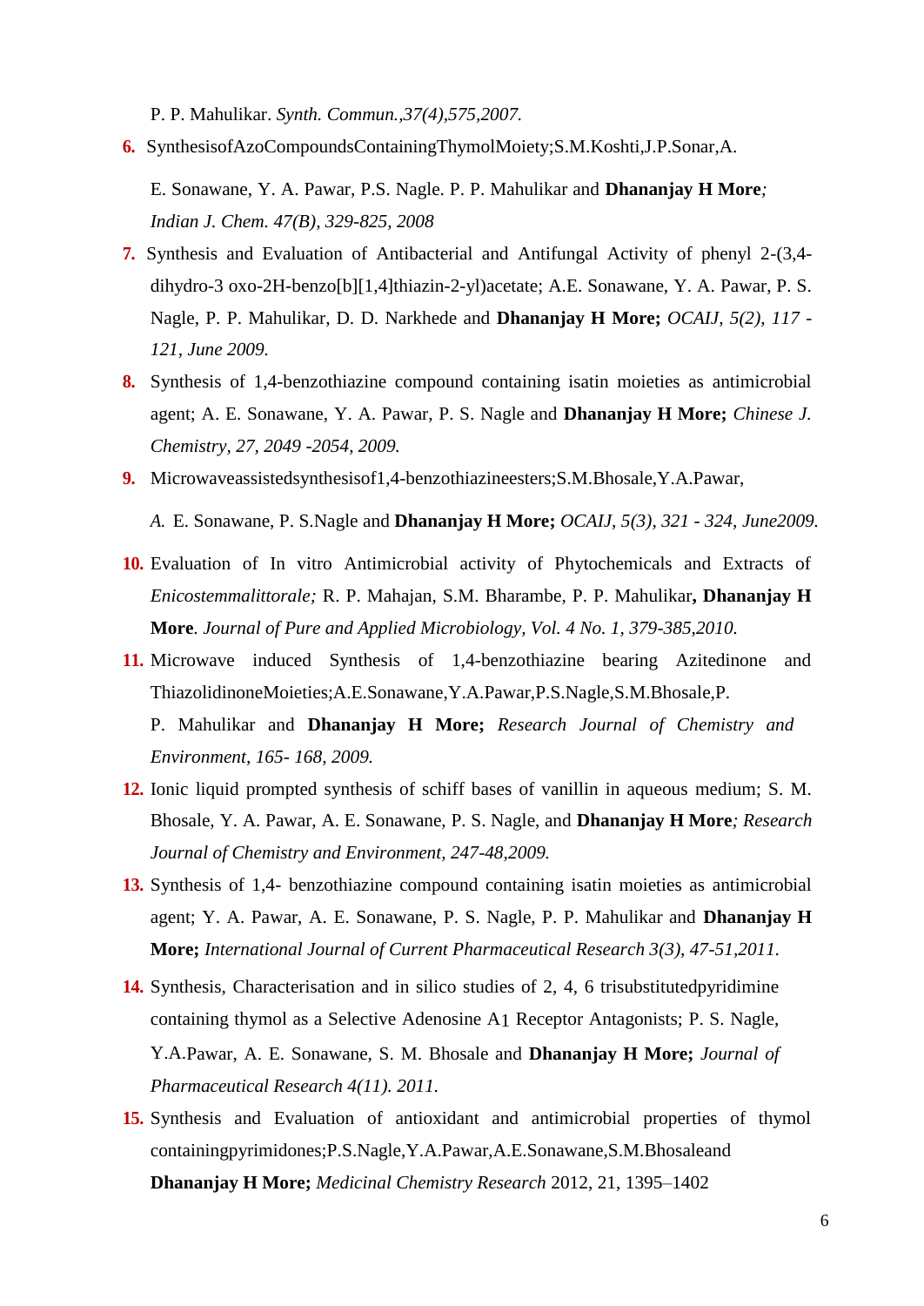P. P. Mahulikar. *Synth. Commun.,37(4),575,2007.*

6. SynthesisofAzoCompoundsContainingThymolMoiety;S.M.Koshti,J.P.Sonar,A. E. Sonawane, Y. A. Pawar, P.S. Nagle. P. P. Mahulikar and **Dhananjay H More***; Indian J. Chem. 47(B), 329-825, 2008*
7. Synthesis and Evaluation of Antibacterial and Antifungal Activity of phenyl 2-(3,4-dihydro-3 oxo-2H-benzo[b][1,4]thiazin-2-yl)acetate; A.E. Sonawane, Y. A. Pawar, P. S. Nagle, P. P. Mahulikar, D. D. Narkhede and **Dhananjay H More;** *OCAIJ, 5(2), 117 - 121, June 2009.*
8. Synthesis of 1,4-benzothiazine compound containing isatin moieties as antimicrobial agent; A. E. Sonawane, Y. A. Pawar, P. S. Nagle and **Dhananjay H More;** *Chinese J. Chemistry, 27, 2049 -2054, 2009.*
9. Microwaveassistedsynthesisof1,4-benzothiazineesters;S.M.Bhosale,Y.A.Pawar, *A.* E. Sonawane, P. S.Nagle and **Dhananjay H More;** *OCAIJ, 5(3), 321 - 324, June2009.*
10. Evaluation of In vitro Antimicrobial activity of Phytochemicals and Extracts of *Enicostemmalittorale;* R. P. Mahajan, S.M. Bharambe, P. P. Mahulikar**, Dhananjay H More**. *Journal of Pure and Applied Microbiology, Vol. 4 No. 1, 379-385,2010.*
11. Microwave induced Synthesis of 1,4-benzothiazine bearing Azitedinone and ThiazolidinoneMoieties;A.E.Sonawane,Y.A.Pawar,P.S.Nagle,S.M.Bhosale,P. P. Mahulikar and **Dhananjay H More;** *Research Journal of Chemistry and Environment, 165- 168, 2009.*
12. Ionic liquid prompted synthesis of schiff bases of vanillin in aqueous medium; S. M. Bhosale, Y. A. Pawar, A. E. Sonawane, P. S. Nagle, and **Dhananjay H More***; Research Journal of Chemistry and Environment, 247-48,2009.*
13. Synthesis of 1,4- benzothiazine compound containing isatin moieties as antimicrobial agent; Y. A. Pawar, A. E. Sonawane, P. S. Nagle, P. P. Mahulikar and **Dhananjay H More;** *International Journal of Current Pharmaceutical Research 3(3), 47-51,2011.*
14. Synthesis, Characterisation and in silico studies of 2, 4, 6 trisubstitutedpyridimine containing thymol as a Selective Adenosine A1 Receptor Antagonists; P. S. Nagle, Y.A.Pawar, A. E. Sonawane, S. M. Bhosale and **Dhananjay H More;** *Journal of Pharmaceutical Research 4(11). 2011.*
15. Synthesis and Evaluation of antioxidant and antimicrobial properties of thymol containingpyrimidones;P.S.Nagle,Y.A.Pawar,A.E.Sonawane,S.M.Bhosaleand **Dhananjay H More;** *Medicinal Chemistry Research* 2012, 21, 1395–1402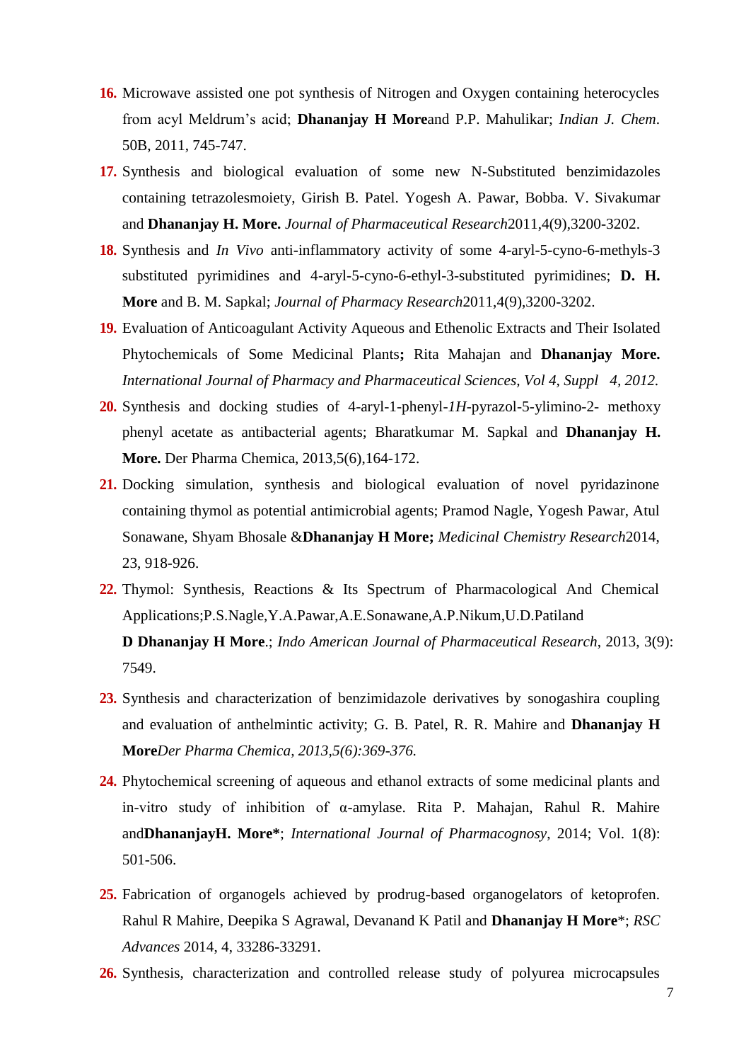16. Microwave assisted one pot synthesis of Nitrogen and Oxygen containing heterocycles from acyl Meldrum's acid; **Dhananjay H More**and P.P. Mahulikar; *Indian J. Chem*. 50B, 2011, 745-747.
17. Synthesis and biological evaluation of some new N-Substituted benzimidazoles containing tetrazolesmoiety, Girish B. Patel. Yogesh A. Pawar, Bobba. V. Sivakumar and **Dhananjay H. More.** *Journal of Pharmaceutical Research*2011,4(9),3200-3202.
18. Synthesis and *In Vivo* anti-inflammatory activity of some 4-aryl-5-cyno-6-methyls-3 substituted pyrimidines and 4-aryl-5-cyno-6-ethyl-3-substituted pyrimidines; **D. H. More** and B. M. Sapkal; *Journal of Pharmacy Research*2011,4(9),3200-3202.
19. Evaluation of Anticoagulant Activity Aqueous and Ethenolic Extracts and Their Isolated Phytochemicals of Some Medicinal Plants**;** Rita Mahajan and **Dhananjay More.** *International Journal of Pharmacy and Pharmaceutical Sciences, Vol 4, Suppl 4, 2012.*
20. Synthesis and docking studies of 4-aryl-1-phenyl-*1H*-pyrazol-5-ylimino-2- methoxy phenyl acetate as antibacterial agents; Bharatkumar M. Sapkal and **Dhananjay H. More.** Der Pharma Chemica, 2013,5(6),164-172.
21. Docking simulation, synthesis and biological evaluation of novel pyridazinone containing thymol as potential antimicrobial agents; Pramod Nagle, Yogesh Pawar, Atul Sonawane, Shyam Bhosale &**Dhananjay H More;** *Medicinal Chemistry Research*2014, 23, 918-926.
22. Thymol: Synthesis, Reactions & Its Spectrum of Pharmacological And Chemical Applications;P.S.Nagle,Y.A.Pawar,A.E.Sonawane,A.P.Nikum,U.D.Patiland **D Dhananjay H More**.; *Indo American Journal of Pharmaceutical Research*, 2013, 3(9): 7549.
23. Synthesis and characterization of benzimidazole derivatives by sonogashira coupling and evaluation of anthelmintic activity; G. B. Patel, R. R. Mahire and **Dhananjay H More***Der Pharma Chemica, 2013,5(6):369-376.*
24. Phytochemical screening of aqueous and ethanol extracts of some medicinal plants and in-vitro study of inhibition of α-amylase. Rita P. Mahajan, Rahul R. Mahire and**DhananjayH. More***; *International Journal of Pharmacognosy*, 2014; Vol. 1(8): 501-506.
25. Fabrication of organogels achieved by prodrug-based organogelators of ketoprofen. Rahul R Mahire, Deepika S Agrawal, Devanand K Patil and **Dhananjay H More***; *RSC Advances* 2014, 4, 33286-33291.
26. Synthesis, characterization and controlled release study of polyurea microcapsules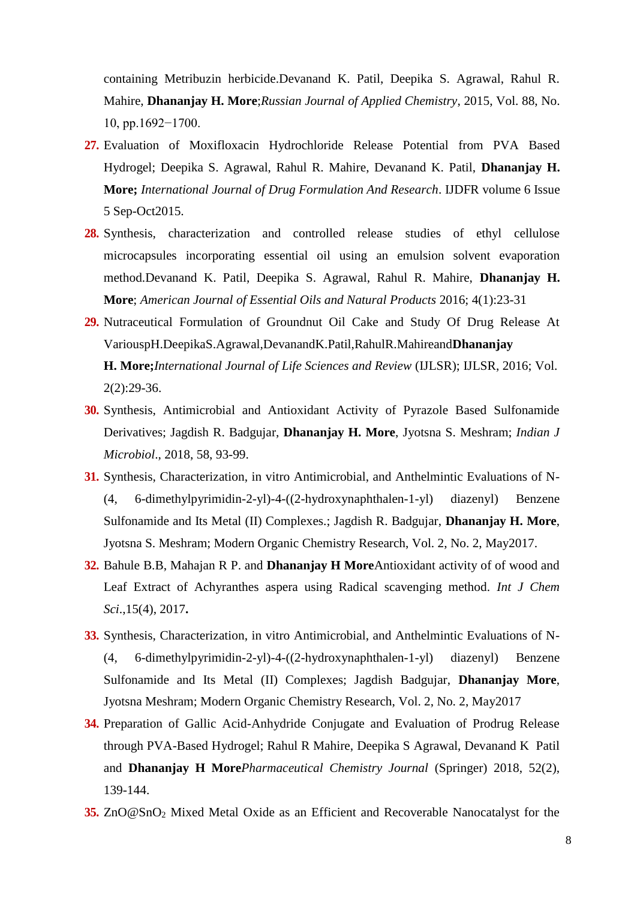containing Metribuzin herbicide.Devanand K. Patil, Deepika S. Agrawal, Rahul R. Mahire, **Dhananjay H. More**;*Russian Journal of Applied Chemistry*, 2015, Vol. 88, No. 10, pp.1692−1700.

27. Evaluation of Moxifloxacin Hydrochloride Release Potential from PVA Based Hydrogel; Deepika S. Agrawal, Rahul R. Mahire, Devanand K. Patil, **Dhananjay H. More;** *International Journal of Drug Formulation And Research*. IJDFR volume 6 Issue 5 Sep-Oct2015.
28. Synthesis, characterization and controlled release studies of ethyl cellulose microcapsules incorporating essential oil using an emulsion solvent evaporation method.Devanand K. Patil, Deepika S. Agrawal, Rahul R. Mahire, **Dhananjay H. More**; *American Journal of Essential Oils and Natural Products* 2016; 4(1):23-31
29. Nutraceutical Formulation of Groundnut Oil Cake and Study Of Drug Release At VariouspH.DeepikaS.Agrawal,DevanandK.Patil,RahulR.Mahireand**Dhananjay H. More;***International Journal of Life Sciences and Review* (IJLSR); IJLSR, 2016; Vol. 2(2):29-36.
30. Synthesis, Antimicrobial and Antioxidant Activity of Pyrazole Based Sulfonamide Derivatives; Jagdish R. Badgujar, **Dhananjay H. More**, Jyotsna S. Meshram; *Indian J Microbiol*., 2018, 58, 93-99.
31. Synthesis, Characterization, in vitro Antimicrobial, and Anthelmintic Evaluations of N-(4, 6-dimethylpyrimidin-2-yl)-4-((2-hydroxynaphthalen-1-yl) diazenyl) Benzene Sulfonamide and Its Metal (II) Complexes.; Jagdish R. Badgujar, **Dhananjay H. More**, Jyotsna S. Meshram; Modern Organic Chemistry Research, Vol. 2, No. 2, May2017.
32. Bahule B.B, Mahajan R P. and **Dhananjay H More**Antioxidant activity of of wood and Leaf Extract of Achyranthes aspera using Radical scavenging method. *Int J Chem Sci*.,15(4), 2017**.**
33. Synthesis, Characterization, in vitro Antimicrobial, and Anthelmintic Evaluations of N-(4, 6-dimethylpyrimidin-2-yl)-4-((2-hydroxynaphthalen-1-yl) diazenyl) Benzene Sulfonamide and Its Metal (II) Complexes; Jagdish Badgujar, **Dhananjay More**, Jyotsna Meshram; Modern Organic Chemistry Research, Vol. 2, No. 2, May2017
34. Preparation of Gallic Acid-Anhydride Conjugate and Evaluation of Prodrug Release through PVA-Based Hydrogel; Rahul R Mahire, Deepika S Agrawal, Devanand K Patil and **Dhananjay H More***Pharmaceutical Chemistry Journal* (Springer) 2018, 52(2), 139-144.
35. ZnO@$SnO_2$ Mixed Metal Oxide as an Efficient and Recoverable Nanocatalyst for the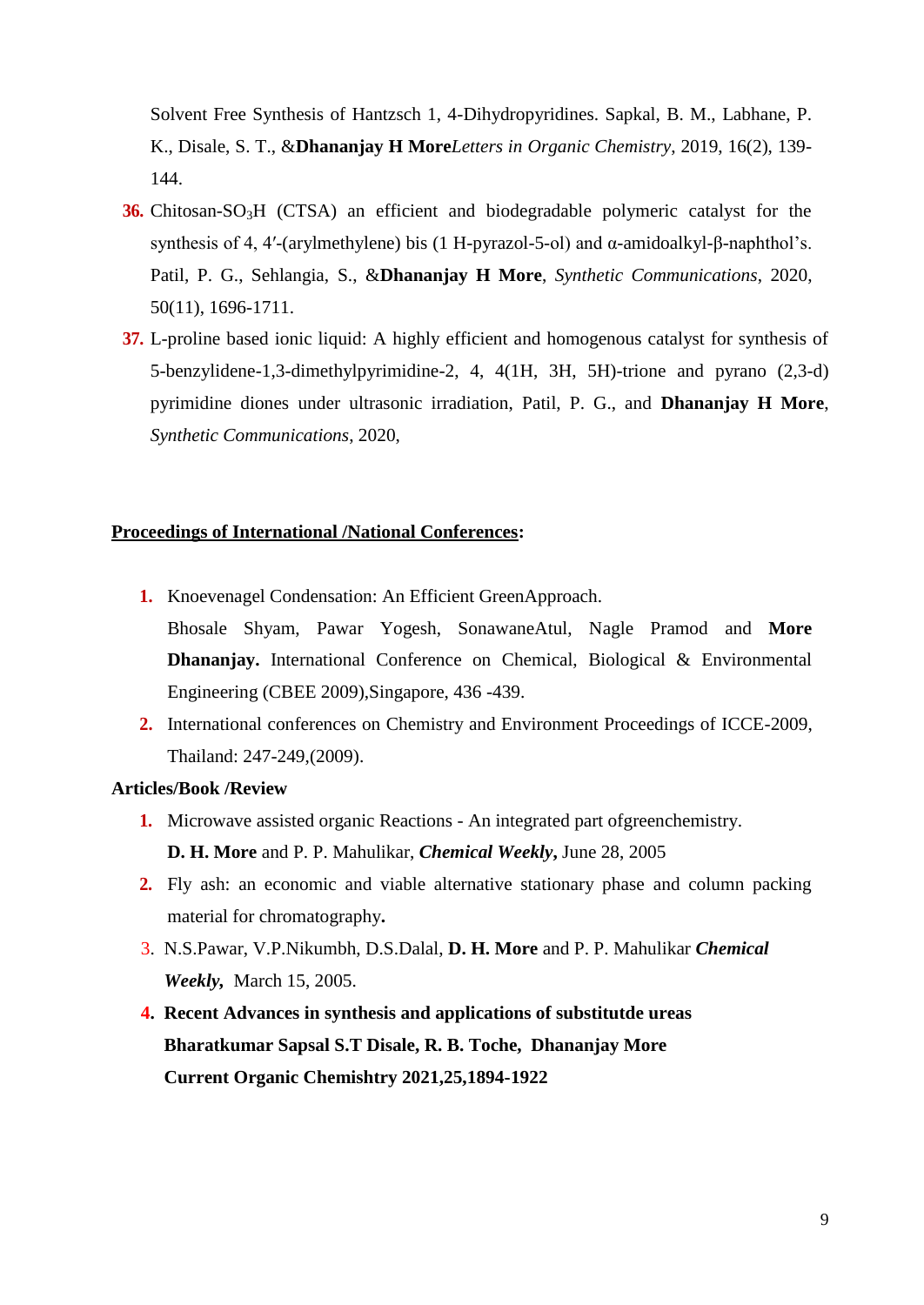Solvent Free Synthesis of Hantzsch 1, 4-Dihydropyridines. Sapkal, B. M., Labhane, P. K., Disale, S. T., &**Dhananjay H More***Letters in Organic Chemistry*, 2019, 16(2), 139-144.

36. Chitosan-$SO_3H$ (CTSA) an efficient and biodegradable polymeric catalyst for the synthesis of 4, 4′-(arylmethylene) bis (1 H-pyrazol-5-ol) and α-amidoalkyl-β-naphthol's. Patil, P. G., Sehlangia, S., &**Dhananjay H More**, *Synthetic Communications*, 2020, 50(11), 1696-1711.
37. L-proline based ionic liquid: A highly efficient and homogenous catalyst for synthesis of 5-benzylidene-1,3-dimethylpyrimidine-2, 4, 4(1H, 3H, 5H)-trione and pyrano (2,3-d) pyrimidine diones under ultrasonic irradiation, Patil, P. G., and **Dhananjay H More**, *Synthetic Communications*, 2020,

**Proceedings of International /National Conferences:**

1. Knoevenagel Condensation: An Efficient GreenApproach. Bhosale Shyam, Pawar Yogesh, SonawaneAtul, Nagle Pramod and **More Dhananjay.** International Conference on Chemical, Biological & Environmental Engineering (CBEE 2009),Singapore, 436 -439.
2. International conferences on Chemistry and Environment Proceedings of ICCE-2009, Thailand: 247-249,(2009).

**Articles/Book /Review**

1. Microwave assisted organic Reactions - An integrated part ofgreenchemistry. **D. H. More** and P. P. Mahulikar, ***Chemical Weekly*****,** June 28, 2005
2. Fly ash: an economic and viable alternative stationary phase and column packing material for chromatography**.**
3. N.S.Pawar, V.P.Nikumbh, D.S.Dalal, **D. H. More** and P. P. Mahulikar ***Chemical Weekly*****,** March 15, 2005.
4. **Recent Advances in synthesis and applications of substitutde ureas Bharatkumar Sapsal S.T Disale, R. B. Toche, Dhananjay More Current Organic Chemishtry 2021,25,1894-1922**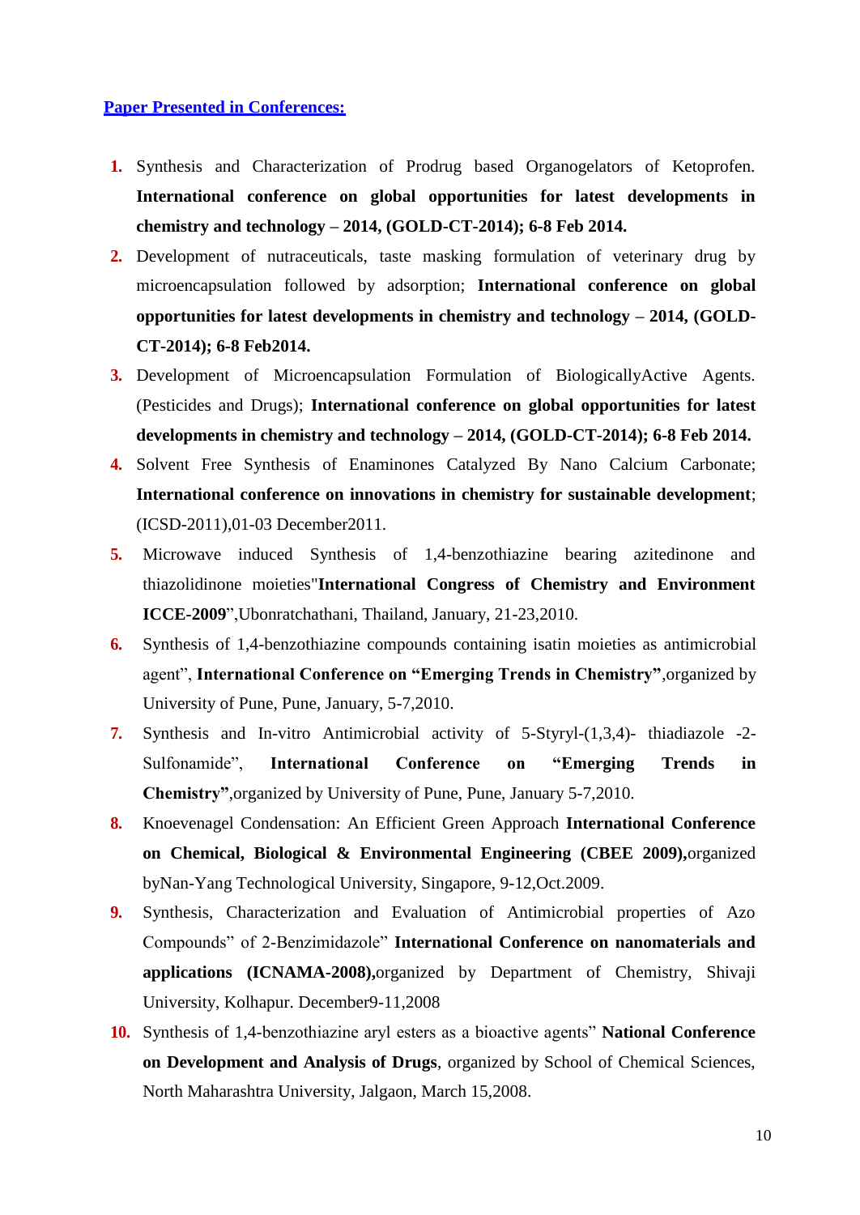**Paper Presented in Conferences:**

1. Synthesis and Characterization of Prodrug based Organogelators of Ketoprofen. **International conference on global opportunities for latest developments in chemistry and technology – 2014, (GOLD-CT-2014); 6-8 Feb 2014.**
2. Development of nutraceuticals, taste masking formulation of veterinary drug by microencapsulation followed by adsorption; **International conference on global opportunities for latest developments in chemistry and technology – 2014, (GOLD-CT-2014); 6-8 Feb2014.**
3. Development of Microencapsulation Formulation of BiologicallyActive Agents. (Pesticides and Drugs); **International conference on global opportunities for latest developments in chemistry and technology – 2014, (GOLD-CT-2014); 6-8 Feb 2014.**
4. Solvent Free Synthesis of Enaminones Catalyzed By Nano Calcium Carbonate; **International conference on innovations in chemistry for sustainable development**; (ICSD-2011),01-03 December2011.
5. Microwave induced Synthesis of 1,4-benzothiazine bearing azitedinone and thiazolidinone moieties"**International Congress of Chemistry and Environment ICCE-2009**",Ubonratchathani, Thailand, January, 21-23,2010.
6. Synthesis of 1,4-benzothiazine compounds containing isatin moieties as antimicrobial agent", **International Conference on "Emerging Trends in Chemistry"**,organized by University of Pune, Pune, January, 5-7,2010.
7. Synthesis and In-vitro Antimicrobial activity of 5-Styryl-(1,3,4)- thiadiazole -2-Sulfonamide", **International Conference on "Emerging Trends in Chemistry"**,organized by University of Pune, Pune, January 5-7,2010.
8. Knoevenagel Condensation: An Efficient Green Approach **International Conference on Chemical, Biological & Environmental Engineering (CBEE 2009),**organized byNan-Yang Technological University, Singapore, 9-12,Oct.2009.
9. Synthesis, Characterization and Evaluation of Antimicrobial properties of Azo Compounds" of 2-Benzimidazole" **International Conference on nanomaterials and applications (ICNAMA-2008),**organized by Department of Chemistry, Shivaji University, Kolhapur. December9-11,2008
10. Synthesis of 1,4-benzothiazine aryl esters as a bioactive agents" **National Conference on Development and Analysis of Drugs**, organized by School of Chemical Sciences, North Maharashtra University, Jalgaon, March 15,2008.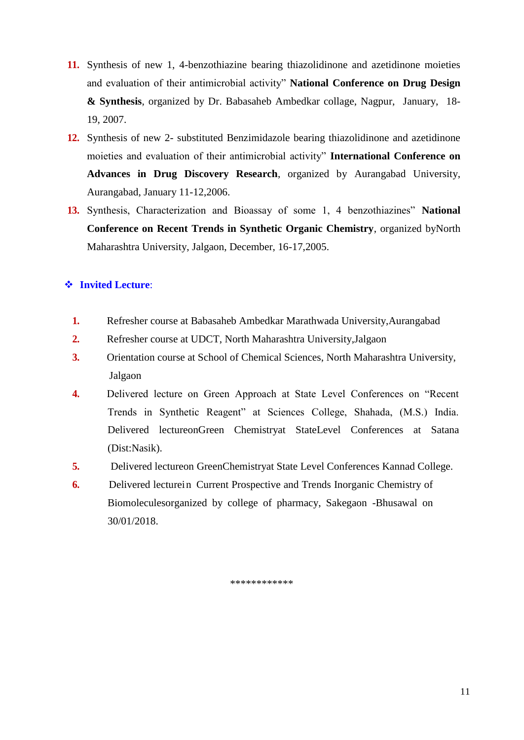11. Synthesis of new 1, 4-benzothiazine bearing thiazolidinone and azetidinone moieties and evaluation of their antimicrobial activity" **National Conference on Drug Design & Synthesis**, organized by Dr. Babasaheb Ambedkar collage, Nagpur, January, 18-19, 2007.
12. Synthesis of new 2- substituted Benzimidazole bearing thiazolidinone and azetidinone moieties and evaluation of their antimicrobial activity" **International Conference on Advances in Drug Discovery Research**, organized by Aurangabad University, Aurangabad, January 11-12,2006.
13. Synthesis, Characterization and Bioassay of some 1, 4 benzothiazines" **National Conference on Recent Trends in Synthetic Organic Chemistry**, organized byNorth Maharashtra University, Jalgaon, December, 16-17,2005.

- **Invited Lecture**:

1. Refresher course at Babasaheb Ambedkar Marathwada University,Aurangabad
2. Refresher course at UDCT, North Maharashtra University,Jalgaon
3. Orientation course at School of Chemical Sciences, North Maharashtra University, Jalgaon
4. Delivered lecture on Green Approach at State Level Conferences on "Recent Trends in Synthetic Reagent" at Sciences College, Shahada, (M.S.) India. Delivered lectureonGreen Chemistryat StateLevel Conferences at Satana (Dist:Nasik).
5. Delivered lectureon GreenChemistryat State Level Conferences Kannad College.
6. Delivered lecturein Current Prospective and Trends Inorganic Chemistry of Biomoleculesorganized by college of pharmacy, Sakegaon -Bhusawal on 30/01/2018.

************